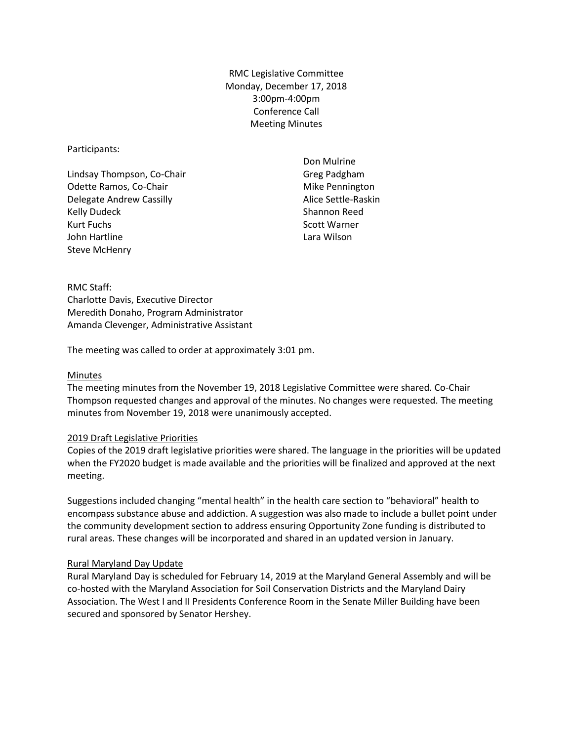RMC Legislative Committee
Monday, December 17, 2018
3:00pm-4:00pm
Conference Call
Meeting Minutes

Participants:

Lindsay Thompson, Co-Chair
Odette Ramos, Co-Chair
Delegate Andrew Cassilly
Kelly Dudeck
Kurt Fuchs
John Hartline
Steve McHenry
Don Mulrine
Greg Padgham
Mike Pennington
Alice Settle-Raskin
Shannon Reed
Scott Warner
Lara Wilson

RMC Staff:
Charlotte Davis, Executive Director
Meredith Donaho, Program Administrator
Amanda Clevenger, Administrative Assistant

The meeting was called to order at approximately 3:01 pm.

Minutes

The meeting minutes from the November 19, 2018 Legislative Committee were shared. Co-Chair Thompson requested changes and approval of the minutes. No changes were requested. The meeting minutes from November 19, 2018 were unanimously accepted.

2019 Draft Legislative Priorities

Copies of the 2019 draft legislative priorities were shared. The language in the priorities will be updated when the FY2020 budget is made available and the priorities will be finalized and approved at the next meeting.

Suggestions included changing "mental health" in the health care section to "behavioral" health to encompass substance abuse and addiction. A suggestion was also made to include a bullet point under the community development section to address ensuring Opportunity Zone funding is distributed to rural areas. These changes will be incorporated and shared in an updated version in January.

Rural Maryland Day Update

Rural Maryland Day is scheduled for February 14, 2019 at the Maryland General Assembly and will be co-hosted with the Maryland Association for Soil Conservation Districts and the Maryland Dairy Association. The West I and II Presidents Conference Room in the Senate Miller Building have been secured and sponsored by Senator Hershey.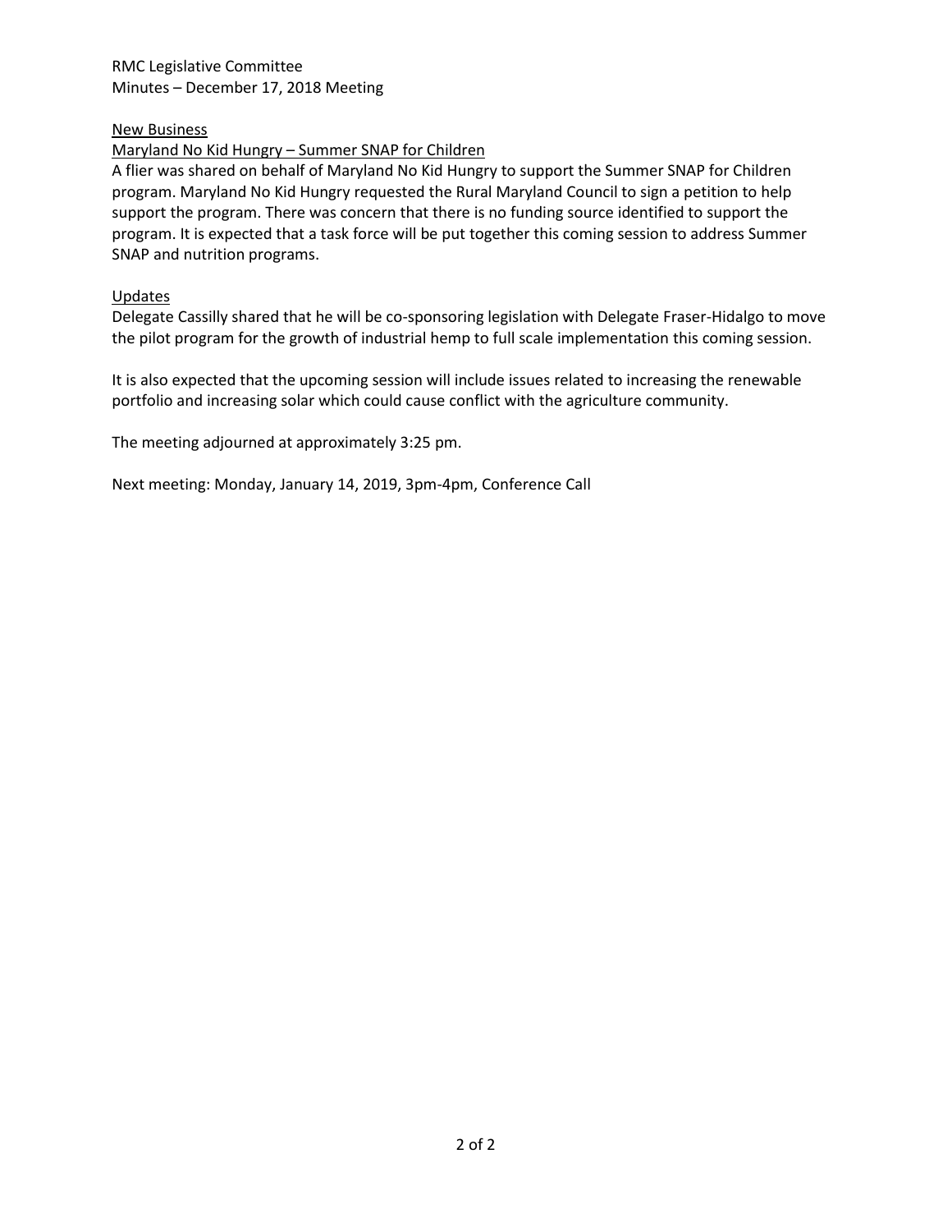RMC Legislative Committee
Minutes – December 17, 2018 Meeting

## New Business

### Maryland No Kid Hungry – Summer SNAP for Children

A flier was shared on behalf of Maryland No Kid Hungry to support the Summer SNAP for Children program. Maryland No Kid Hungry requested the Rural Maryland Council to sign a petition to help support the program. There was concern that there is no funding source identified to support the program. It is expected that a task force will be put together this coming session to address Summer SNAP and nutrition programs.

## Updates

Delegate Cassilly shared that he will be co-sponsoring legislation with Delegate Fraser-Hidalgo to move the pilot program for the growth of industrial hemp to full scale implementation this coming session.

It is also expected that the upcoming session will include issues related to increasing the renewable portfolio and increasing solar which could cause conflict with the agriculture community.

The meeting adjourned at approximately 3:25 pm.

Next meeting: Monday, January 14, 2019, 3pm-4pm, Conference Call